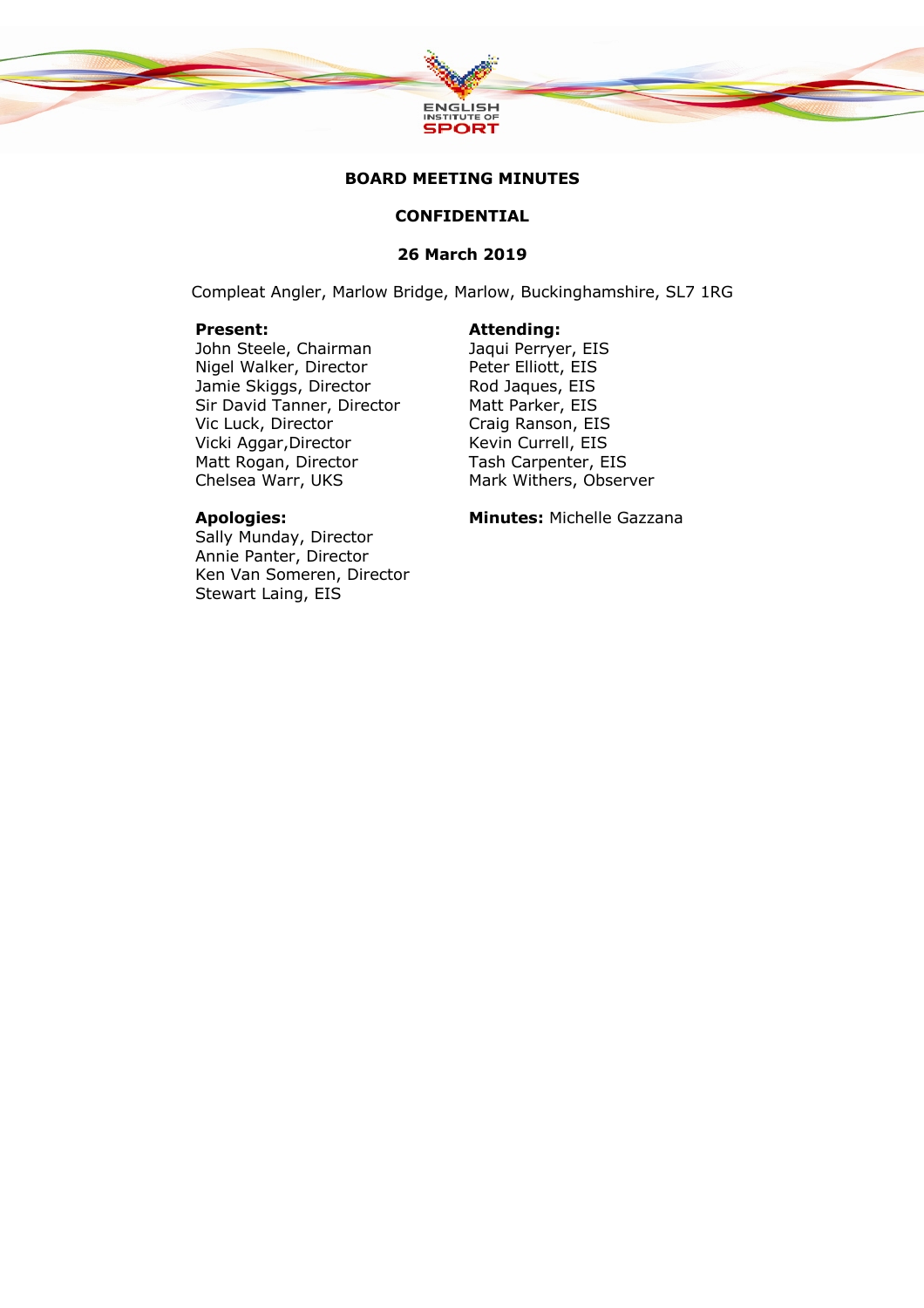# BOARD MEETING MINUTES

## CONFIDENTIAL

### 26 March 2019

Compleat Angler, Marlow Bridge, Marlow, Buckinghamshire, SL7 1RG

**Present:**
John Steele, Chairman
Nigel Walker, Director
Jamie Skiggs, Director
Sir David Tanner, Director
Vic Luck, Director
Vicki Aggar, Director
Matt Rogan, Director
Chelsea Warr, UKS

**Attending:**
Jaqui Perryer, EIS
Peter Elliott, EIS
Rod Jaques, EIS
Matt Parker, EIS
Craig Ranson, EIS
Kevin Currell, EIS
Tash Carpenter, EIS
Mark Withers, Observer

**Apologies:**
Sally Munday, Director
Annie Panter, Director
Ken Van Someren, Director
Stewart Laing, EIS

**Minutes:** Michelle Gazzana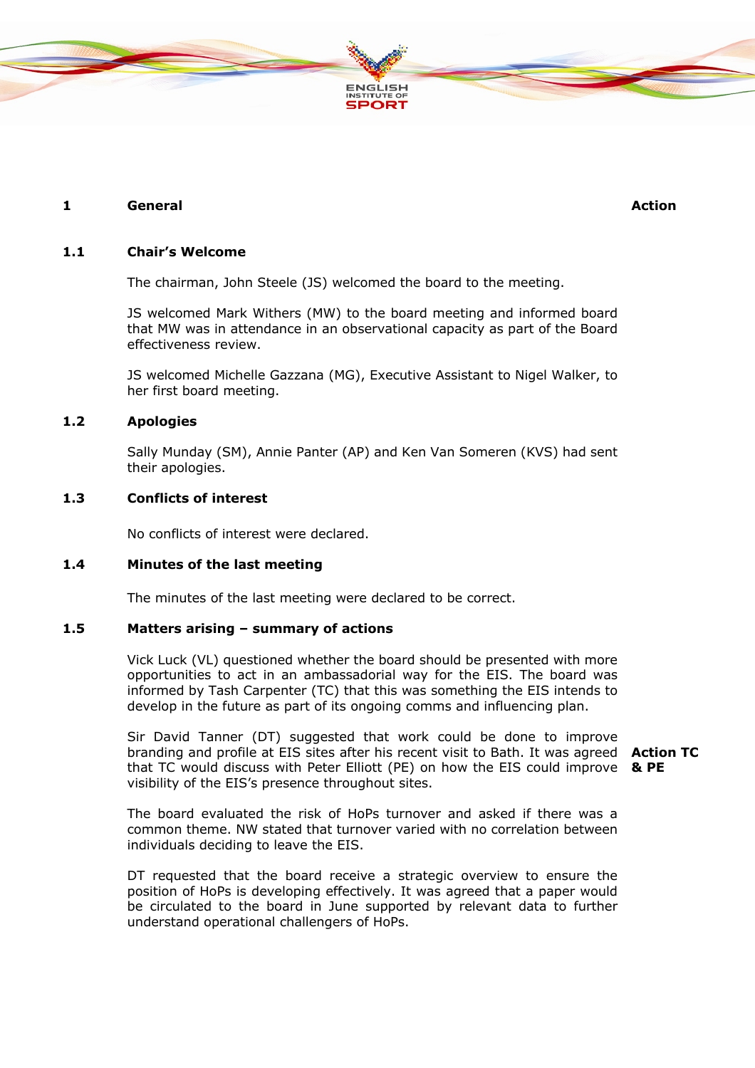| 1 | **General** | **Action** |
|---|---|---|

### 1.1 Chair's Welcome

The chairman, John Steele (JS) welcomed the board to the meeting.

JS welcomed Mark Withers (MW) to the board meeting and informed board that MW was in attendance in an observational capacity as part of the Board effectiveness review.

JS welcomed Michelle Gazzana (MG), Executive Assistant to Nigel Walker, to her first board meeting.

### 1.2 Apologies

Sally Munday (SM), Annie Panter (AP) and Ken Van Someren (KVS) had sent their apologies.

### 1.3 Conflicts of interest

No conflicts of interest were declared.

### 1.4 Minutes of the last meeting

The minutes of the last meeting were declared to be correct.

### 1.5 Matters arising – summary of actions

Vick Luck (VL) questioned whether the board should be presented with more opportunities to act in an ambassadorial way for the EIS. The board was informed by Tash Carpenter (TC) that this was something the EIS intends to develop in the future as part of its ongoing comms and influencing plan.

Sir David Tanner (DT) suggested that work could be done to improve branding and profile at EIS sites after his recent visit to Bath. It was agreed that TC would discuss with Peter Elliott (PE) on how the EIS could improve visibility of the EIS's presence throughout sites. **Action TC & PE**

The board evaluated the risk of HoPs turnover and asked if there was a common theme. NW stated that turnover varied with no correlation between individuals deciding to leave the EIS.

DT requested that the board receive a strategic overview to ensure the position of HoPs is developing effectively. It was agreed that a paper would be circulated to the board in June supported by relevant data to further understand operational challengers of HoPs.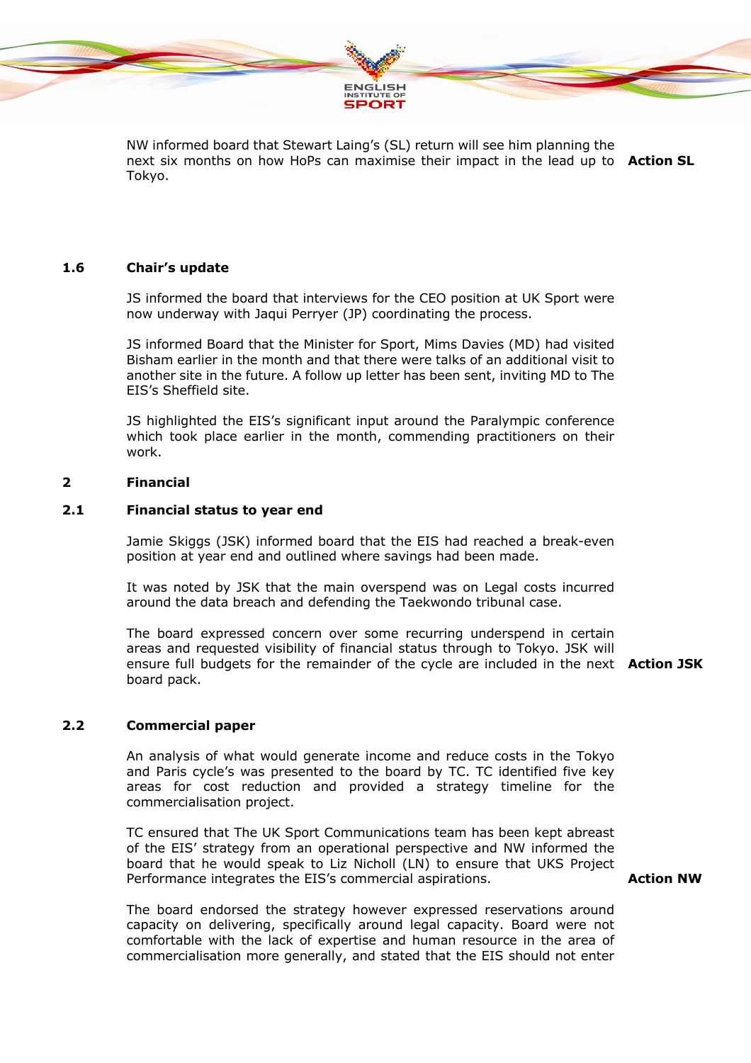NW informed board that Stewart Laing's (SL) return will see him planning the next six months on how HoPs can maximise their impact in the lead up to Tokyo. **Action SL**

### 1.6 Chair's update

JS informed the board that interviews for the CEO position at UK Sport were now underway with Jaqui Perryer (JP) coordinating the process.

JS informed Board that the Minister for Sport, Mims Davies (MD) had visited Bisham earlier in the month and that there were talks of an additional visit to another site in the future. A follow up letter has been sent, inviting MD to The EIS's Sheffield site.

JS highlighted the EIS's significant input around the Paralympic conference which took place earlier in the month, commending practitioners on their work.

## 2 Financial

### 2.1 Financial status to year end

Jamie Skiggs (JSK) informed board that the EIS had reached a break-even position at year end and outlined where savings had been made.

It was noted by JSK that the main overspend was on Legal costs incurred around the data breach and defending the Taekwondo tribunal case.

The board expressed concern over some recurring underspend in certain areas and requested visibility of financial status through to Tokyo. JSK will ensure full budgets for the remainder of the cycle are included in the next board pack. **Action JSK**

### 2.2 Commercial paper

An analysis of what would generate income and reduce costs in the Tokyo and Paris cycle's was presented to the board by TC. TC identified five key areas for cost reduction and provided a strategy timeline for the commercialisation project.

TC ensured that The UK Sport Communications team has been kept abreast of the EIS' strategy from an operational perspective and NW informed the board that he would speak to Liz Nicholl (LN) to ensure that UKS Project Performance integrates the EIS's commercial aspirations. **Action NW**

The board endorsed the strategy however expressed reservations around capacity on delivering, specifically around legal capacity. Board were not comfortable with the lack of expertise and human resource in the area of commercialisation more generally, and stated that the EIS should not enter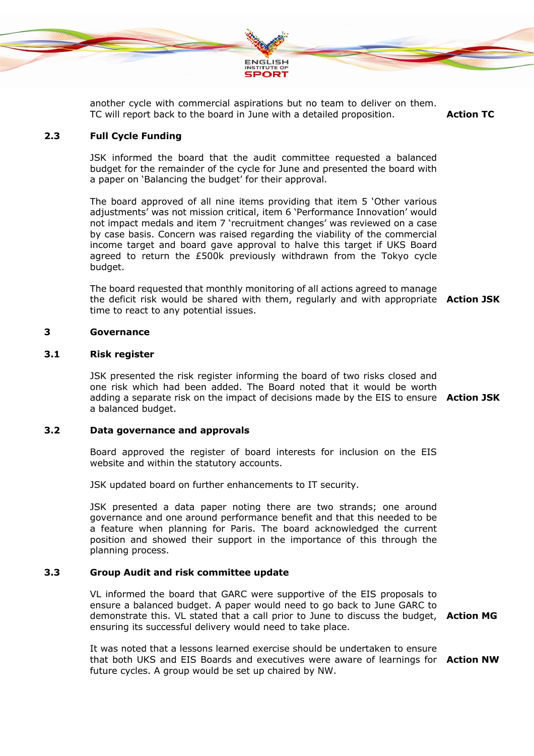another cycle with commercial aspirations but no team to deliver on them. TC will report back to the board in June with a detailed proposition. **Action TC**

## 2.3 Full Cycle Funding

JSK informed the board that the audit committee requested a balanced budget for the remainder of the cycle for June and presented the board with a paper on 'Balancing the budget' for their approval.

The board approved of all nine items providing that item 5 'Other various adjustments' was not mission critical, item 6 'Performance Innovation' would not impact medals and item 7 'recruitment changes' was reviewed on a case by case basis. Concern was raised regarding the viability of the commercial income target and board gave approval to halve this target if UKS Board agreed to return the £500k previously withdrawn from the Tokyo cycle budget.

The board requested that monthly monitoring of all actions agreed to manage the deficit risk would be shared with them, regularly and with appropriate time to react to any potential issues. **Action JSK**

# 3 Governance

## 3.1 Risk register

JSK presented the risk register informing the board of two risks closed and one risk which had been added. The Board noted that it would be worth adding a separate risk on the impact of decisions made by the EIS to ensure a balanced budget. **Action JSK**

## 3.2 Data governance and approvals

Board approved the register of board interests for inclusion on the EIS website and within the statutory accounts.

JSK updated board on further enhancements to IT security.

JSK presented a data paper noting there are two strands; one around governance and one around performance benefit and that this needed to be a feature when planning for Paris. The board acknowledged the current position and showed their support in the importance of this through the planning process.

## 3.3 Group Audit and risk committee update

VL informed the board that GARC were supportive of the EIS proposals to ensure a balanced budget. A paper would need to go back to June GARC to demonstrate this. VL stated that a call prior to June to discuss the budget, ensuring its successful delivery would need to take place. **Action MG**

It was noted that a lessons learned exercise should be undertaken to ensure that both UKS and EIS Boards and executives were aware of learnings for future cycles. A group would be set up chaired by NW. **Action NW**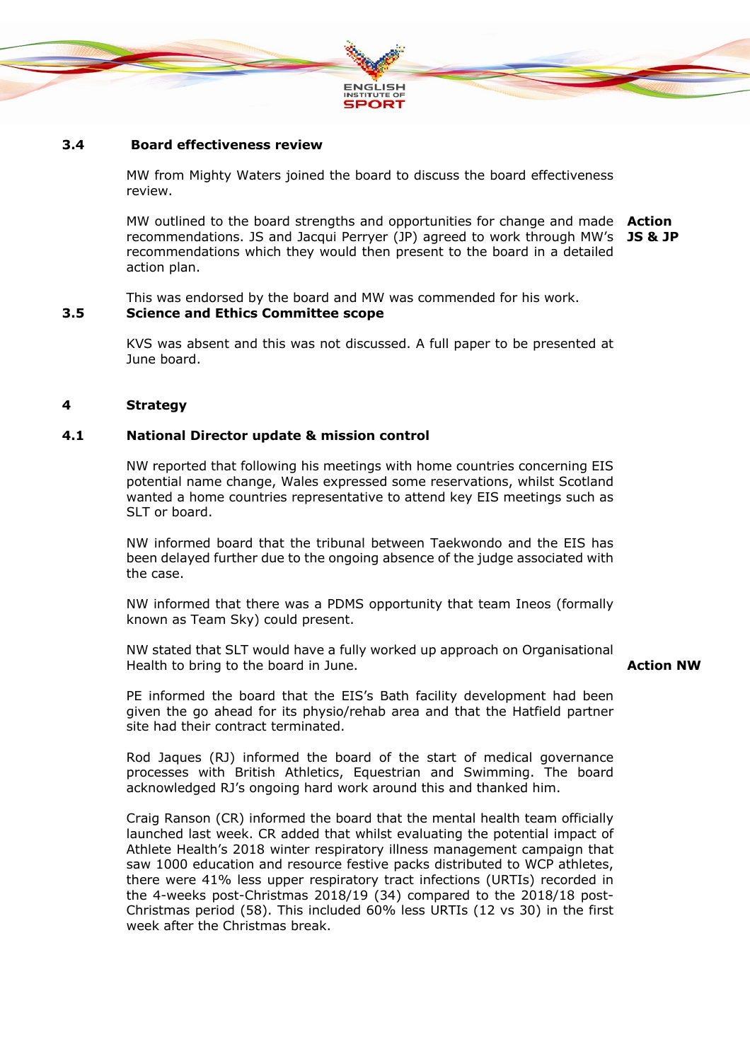### 3.4 Board effectiveness review

MW from Mighty Waters joined the board to discuss the board effectiveness review.

MW outlined to the board strengths and opportunities for change and made recommendations. JS and Jacqui Perryer (JP) agreed to work through MW's recommendations which they would then present to the board in a detailed action plan. **Action JS & JP**

This was endorsed by the board and MW was commended for his work.

### 3.5 Science and Ethics Committee scope

KVS was absent and this was not discussed. A full paper to be presented at June board.

## 4 Strategy

### 4.1 National Director update & mission control

NW reported that following his meetings with home countries concerning EIS potential name change, Wales expressed some reservations, whilst Scotland wanted a home countries representative to attend key EIS meetings such as SLT or board.

NW informed board that the tribunal between Taekwondo and the EIS has been delayed further due to the ongoing absence of the judge associated with the case.

NW informed that there was a PDMS opportunity that team Ineos (formally known as Team Sky) could present.

NW stated that SLT would have a fully worked up approach on Organisational Health to bring to the board in June. **Action NW**

PE informed the board that the EIS's Bath facility development had been given the go ahead for its physio/rehab area and that the Hatfield partner site had their contract terminated.

Rod Jaques (RJ) informed the board of the start of medical governance processes with British Athletics, Equestrian and Swimming. The board acknowledged RJ's ongoing hard work around this and thanked him.

Craig Ranson (CR) informed the board that the mental health team officially launched last week. CR added that whilst evaluating the potential impact of Athlete Health's 2018 winter respiratory illness management campaign that saw 1000 education and resource festive packs distributed to WCP athletes, there were 41% less upper respiratory tract infections (URTIs) recorded in the 4-weeks post-Christmas 2018/19 (34) compared to the 2018/18 post-Christmas period (58). This included 60% less URTIs (12 vs 30) in the first week after the Christmas break.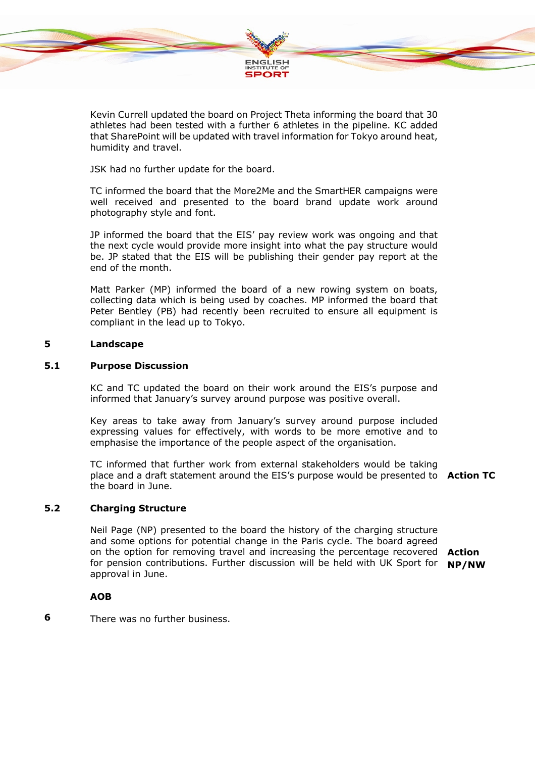Kevin Currell updated the board on Project Theta informing the board that 30 athletes had been tested with a further 6 athletes in the pipeline. KC added that SharePoint will be updated with travel information for Tokyo around heat, humidity and travel.

JSK had no further update for the board.

TC informed the board that the More2Me and the SmartHER campaigns were well received and presented to the board brand update work around photography style and font.

JP informed the board that the EIS' pay review work was ongoing and that the next cycle would provide more insight into what the pay structure would be. JP stated that the EIS will be publishing their gender pay report at the end of the month.

Matt Parker (MP) informed the board of a new rowing system on boats, collecting data which is being used by coaches. MP informed the board that Peter Bentley (PB) had recently been recruited to ensure all equipment is compliant in the lead up to Tokyo.

## 5 Landscape

### 5.1 Purpose Discussion

KC and TC updated the board on their work around the EIS's purpose and informed that January's survey around purpose was positive overall.

Key areas to take away from January's survey around purpose included expressing values for effectively, with words to be more emotive and to emphasise the importance of the people aspect of the organisation.

TC informed that further work from external stakeholders would be taking place and a draft statement around the EIS's purpose would be presented to the board in June. **Action TC**

### 5.2 Charging Structure

Neil Page (NP) presented to the board the history of the charging structure and some options for potential change in the Paris cycle. The board agreed on the option for removing travel and increasing the percentage recovered for pension contributions. Further discussion will be held with UK Sport for approval in June. **Action NP/NW**

## 6 AOB

There was no further business.